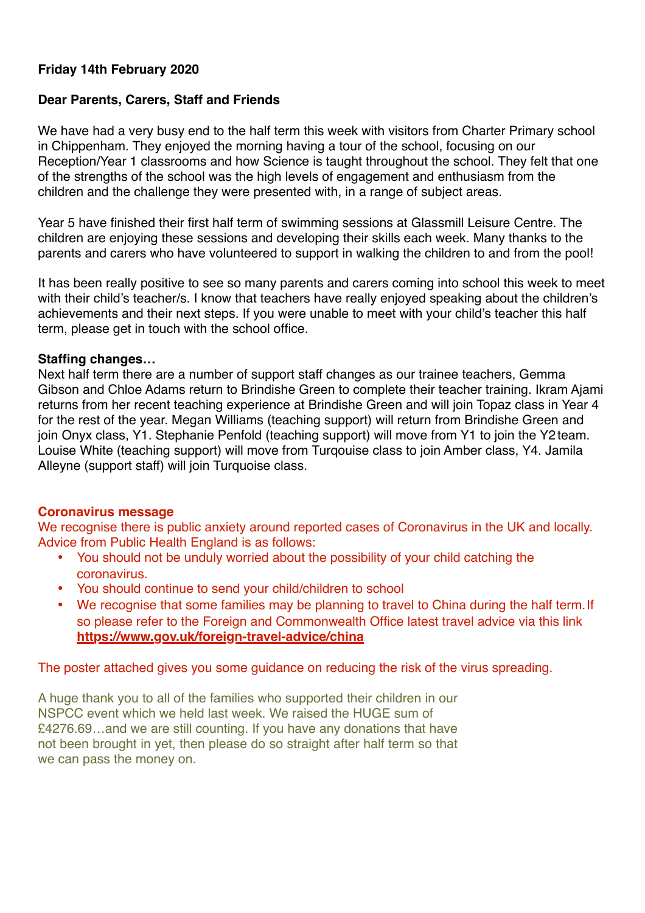**Friday 14th February 2020**

**Dear Parents, Carers, Staff and Friends**

We have had a very busy end to the half term this week with visitors from Charter Primary school in Chippenham. They enjoyed the morning having a tour of the school, focusing on our Reception/Year 1 classrooms and how Science is taught throughout the school. They felt that one of the strengths of the school was the high levels of engagement and enthusiasm from the children and the challenge they were presented with, in a range of subject areas.

Year 5 have finished their first half term of swimming sessions at Glassmill Leisure Centre. The children are enjoying these sessions and developing their skills each week. Many thanks to the parents and carers who have volunteered to support in walking the children to and from the pool!

It has been really positive to see so many parents and carers coming into school this week to meet with their child's teacher/s. I know that teachers have really enjoyed speaking about the children's achievements and their next steps. If you were unable to meet with your child's teacher this half term, please get in touch with the school office.

**Staffing changes…**

Next half term there are a number of support staff changes as our trainee teachers, Gemma Gibson and Chloe Adams return to Brindishe Green to complete their teacher training. Ikram Ajami returns from her recent teaching experience at Brindishe Green and will join Topaz class in Year 4 for the rest of the year. Megan Williams (teaching support) will return from Brindishe Green and join Onyx class, Y1. Stephanie Penfold (teaching support) will move from Y1 to join the Y2 team. Louise White (teaching support) will move from Turqouise class to join Amber class, Y4. Jamila Alleyne (support staff) will join Turquoise class.

**Coronavirus message**

We recognise there is public anxiety around reported cases of Coronavirus in the UK and locally. Advice from Public Health England is as follows:

- You should not be unduly worried about the possibility of your child catching the coronavirus.
- You should continue to send your child/children to school
- We recognise that some families may be planning to travel to China during the half term. If so please refer to the Foreign and Commonwealth Office latest travel advice via this link **https://www.gov.uk/foreign-travel-advice/china**

The poster attached gives you some guidance on reducing the risk of the virus spreading.

A huge thank you to all of the families who supported their children in our NSPCC event which we held last week. We raised the HUGE sum of £4276.69…and we are still counting. If you have any donations that have not been brought in yet, then please do so straight after half term so that we can pass the money on.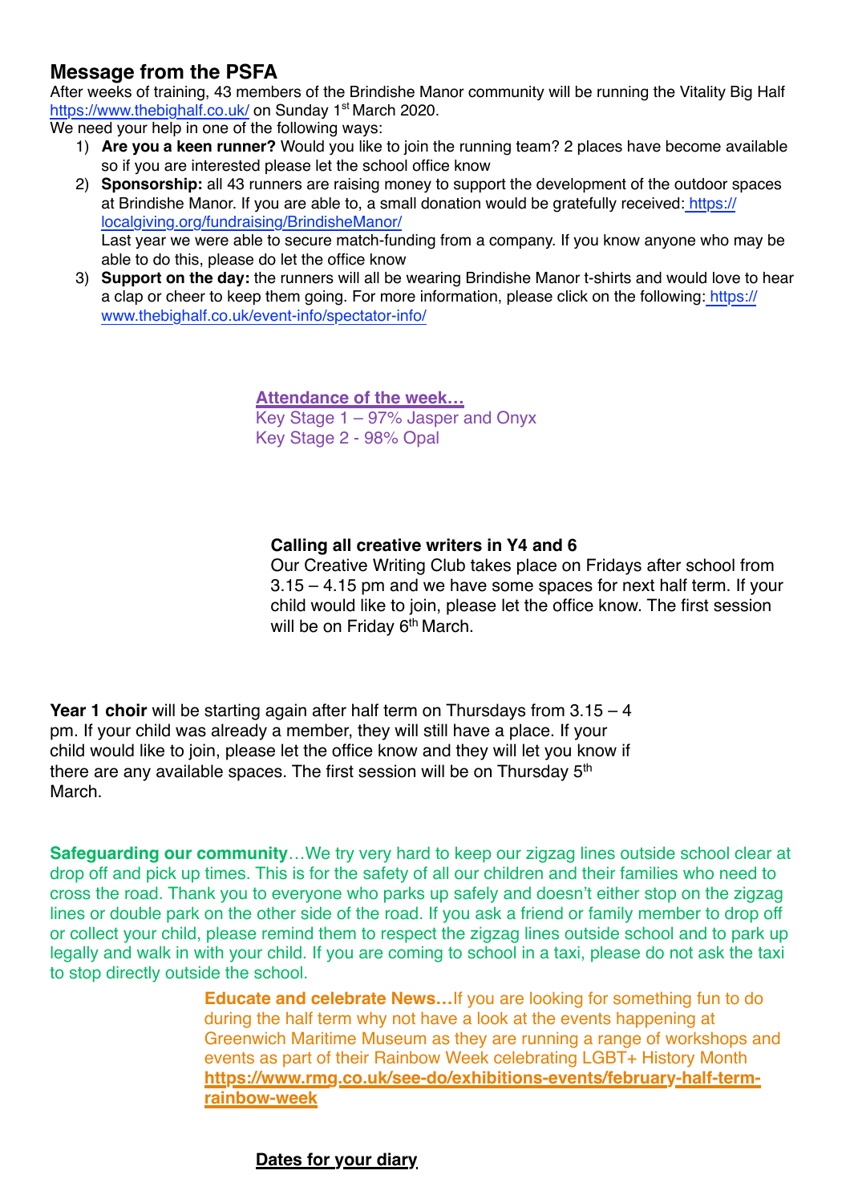## Message from the PSFA

After weeks of training, 43 members of the Brindishe Manor community will be running the Vitality Big Half https://www.thebighalf.co.uk/ on Sunday 1st March 2020.

We need your help in one of the following ways:

1) **Are you a keen runner?** Would you like to join the running team? 2 places have become available so if you are interested please let the school office know
2) **Sponsorship:** all 43 runners are raising money to support the development of the outdoor spaces at Brindishe Manor. If you are able to, a small donation would be gratefully received: https://localgiving.org/fundraising/BrindisheManor/
   Last year we were able to secure match-funding from a company. If you know anyone who may be able to do this, please do let the office know
3) **Support on the day:** the runners will all be wearing Brindishe Manor t-shirts and would love to hear a clap or cheer to keep them going. For more information, please click on the following: https://www.thebighalf.co.uk/event-info/spectator-info/

**Attendance of the week…**

Key Stage 1 – 97% Jasper and Onyx

Key Stage 2 - 98% Opal

**Calling all creative writers in Y4 and 6**

Our Creative Writing Club takes place on Fridays after school from 3.15 – 4.15 pm and we have some spaces for next half term. If your child would like to join, please let the office know. The first session will be on Friday 6th March.

**Year 1 choir** will be starting again after half term on Thursdays from 3.15 – 4 pm. If your child was already a member, they will still have a place. If your child would like to join, please let the office know and they will let you know if there are any available spaces. The first session will be on Thursday 5th March.

**Safeguarding our community**…We try very hard to keep our zigzag lines outside school clear at drop off and pick up times. This is for the safety of all our children and their families who need to cross the road. Thank you to everyone who parks up safely and doesn't either stop on the zigzag lines or double park on the other side of the road. If you ask a friend or family member to drop off or collect your child, please remind them to respect the zigzag lines outside school and to park up legally and walk in with your child. If you are coming to school in a taxi, please do not ask the taxi to stop directly outside the school.

**Educate and celebrate News…**If you are looking for something fun to do during the half term why not have a look at the events happening at Greenwich Maritime Museum as they are running a range of workshops and events as part of their Rainbow Week celebrating LGBT+ History Month **https://www.rmg.co.uk/see-do/exhibitions-events/february-half-term-rainbow-week**

**Dates for your diary**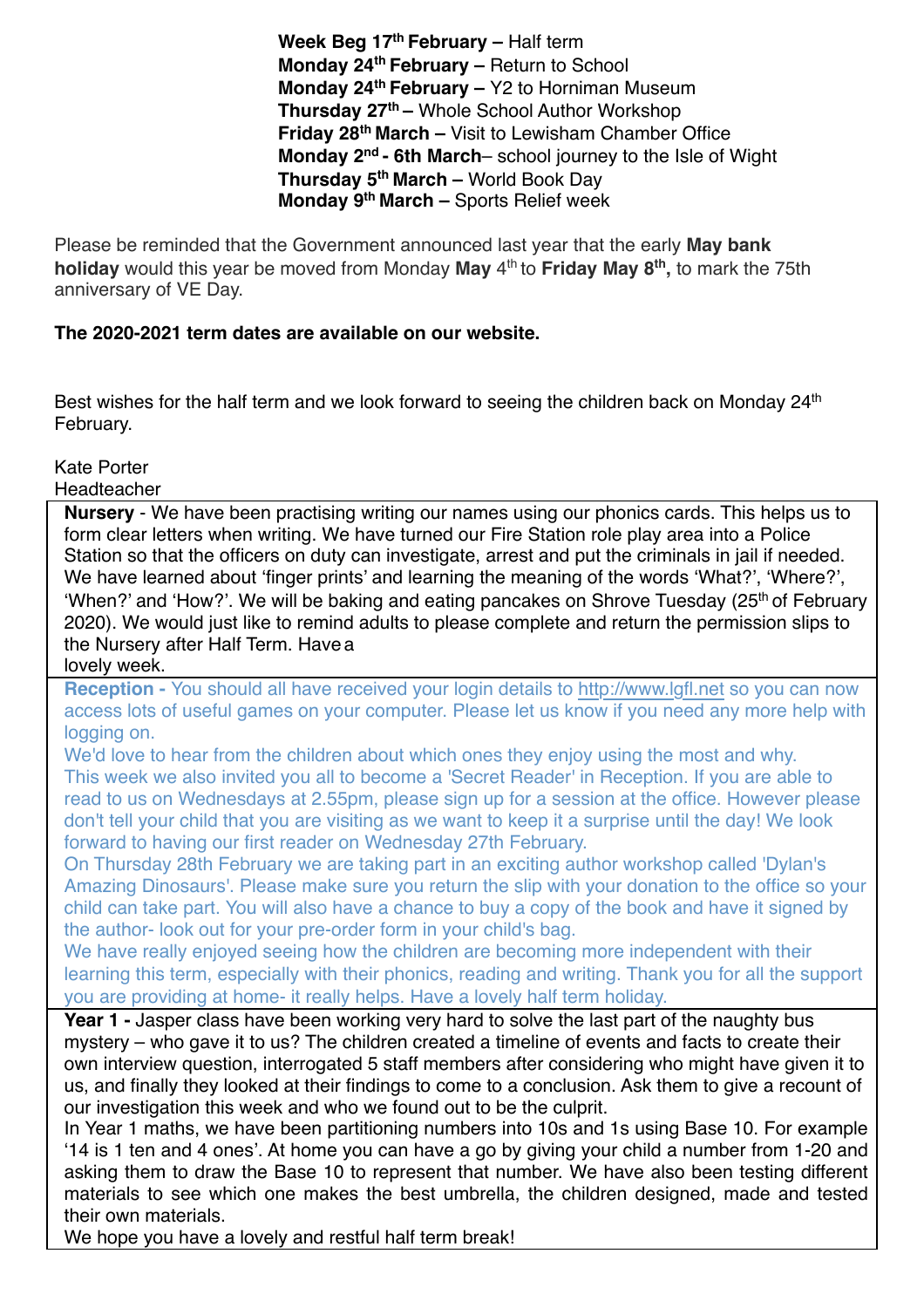**Week Beg 17th February –** Half term
**Monday 24th February –** Return to School
**Monday 24th February –** Y2 to Horniman Museum
**Thursday 27th –** Whole School Author Workshop
**Friday 28th March –** Visit to Lewisham Chamber Office
**Monday 2nd - 6th March**– school journey to the Isle of Wight
**Thursday 5th March –** World Book Day
**Monday 9th March –** Sports Relief week

Please be reminded that the Government announced last year that the early **May bank holiday** would this year be moved from Monday **May** 4th to **Friday May 8th,** to mark the 75th anniversary of VE Day.

**The 2020-2021 term dates are available on our website.**

Best wishes for the half term and we look forward to seeing the children back on Monday 24th February.

Kate Porter
Headteacher

**Nursery** - We have been practising writing our names using our phonics cards. This helps us to form clear letters when writing. We have turned our Fire Station role play area into a Police Station so that the officers on duty can investigate, arrest and put the criminals in jail if needed. We have learned about 'finger prints' and learning the meaning of the words 'What?', 'Where?', 'When?' and 'How?'. We will be baking and eating pancakes on Shrove Tuesday (25th of February 2020). We would just like to remind adults to please complete and return the permission slips to the Nursery after Half Term. Have a lovely week.

**Reception -** You should all have received your login details to http://www.lgfl.net so you can now access lots of useful games on your computer. Please let us know if you need any more help with logging on.
We'd love to hear from the children about which ones they enjoy using the most and why.
This week we also invited you all to become a 'Secret Reader' in Reception. If you are able to read to us on Wednesdays at 2.55pm, please sign up for a session at the office. However please don't tell your child that you are visiting as we want to keep it a surprise until the day! We look forward to having our first reader on Wednesday 27th February.
On Thursday 28th February we are taking part in an exciting author workshop called 'Dylan's Amazing Dinosaurs'. Please make sure you return the slip with your donation to the office so your child can take part. You will also have a chance to buy a copy of the book and have it signed by the author- look out for your pre-order form in your child's bag.
We have really enjoyed seeing how the children are becoming more independent with their learning this term, especially with their phonics, reading and writing. Thank you for all the support you are providing at home- it really helps. Have a lovely half term holiday.

**Year 1 -** Jasper class have been working very hard to solve the last part of the naughty bus mystery – who gave it to us? The children created a timeline of events and facts to create their own interview question, interrogated 5 staff members after considering who might have given it to us, and finally they looked at their findings to come to a conclusion. Ask them to give a recount of our investigation this week and who we found out to be the culprit.
In Year 1 maths, we have been partitioning numbers into 10s and 1s using Base 10. For example '14 is 1 ten and 4 ones'. At home you can have a go by giving your child a number from 1-20 and asking them to draw the Base 10 to represent that number. We have also been testing different materials to see which one makes the best umbrella, the children designed, made and tested their own materials.
We hope you have a lovely and restful half term break!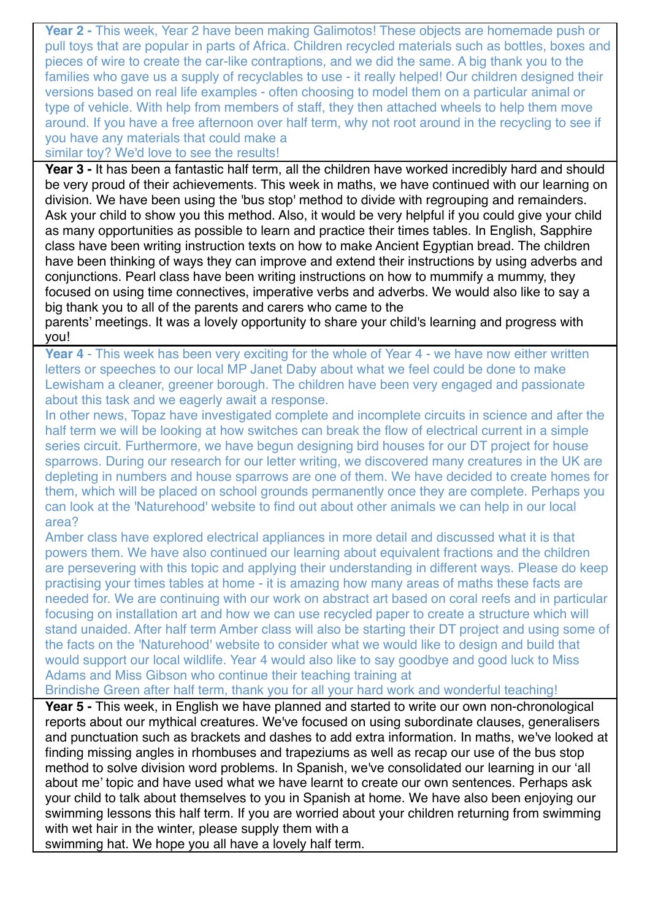**Year 2 -** This week, Year 2 have been making Galimotos! These objects are homemade push or pull toys that are popular in parts of Africa. Children recycled materials such as bottles, boxes and pieces of wire to create the car-like contraptions, and we did the same. A big thank you to the families who gave us a supply of recyclables to use - it really helped! Our children designed their versions based on real life examples - often choosing to model them on a particular animal or type of vehicle. With help from members of staff, they then attached wheels to help them move around. If you have a free afternoon over half term, why not root around in the recycling to see if you have any materials that could make a similar toy? We'd love to see the results!

**Year 3 -** It has been a fantastic half term, all the children have worked incredibly hard and should be very proud of their achievements. This week in maths, we have continued with our learning on division. We have been using the 'bus stop' method to divide with regrouping and remainders. Ask your child to show you this method. Also, it would be very helpful if you could give your child as many opportunities as possible to learn and practice their times tables. In English, Sapphire class have been writing instruction texts on how to make Ancient Egyptian bread. The children have been thinking of ways they can improve and extend their instructions by using adverbs and conjunctions. Pearl class have been writing instructions on how to mummify a mummy, they focused on using time connectives, imperative verbs and adverbs. We would also like to say a big thank you to all of the parents and carers who came to the parents' meetings. It was a lovely opportunity to share your child's learning and progress with you!

**Year 4** - This week has been very exciting for the whole of Year 4 - we have now either written letters or speeches to our local MP Janet Daby about what we feel could be done to make Lewisham a cleaner, greener borough. The children have been very engaged and passionate about this task and we eagerly await a response.

In other news, Topaz have investigated complete and incomplete circuits in science and after the half term we will be looking at how switches can break the flow of electrical current in a simple series circuit. Furthermore, we have begun designing bird houses for our DT project for house sparrows. During our research for our letter writing, we discovered many creatures in the UK are depleting in numbers and house sparrows are one of them. We have decided to create homes for them, which will be placed on school grounds permanently once they are complete. Perhaps you can look at the 'Naturehood' website to find out about other animals we can help in our local area?

Amber class have explored electrical appliances in more detail and discussed what it is that powers them. We have also continued our learning about equivalent fractions and the children are persevering with this topic and applying their understanding in different ways. Please do keep practising your times tables at home - it is amazing how many areas of maths these facts are needed for. We are continuing with our work on abstract art based on coral reefs and in particular focusing on installation art and how we can use recycled paper to create a structure which will stand unaided. After half term Amber class will also be starting their DT project and using some of the facts on the 'Naturehood' website to consider what we would like to design and build that would support our local wildlife. Year 4 would also like to say goodbye and good luck to Miss Adams and Miss Gibson who continue their teaching training at Brindishe Green after half term, thank you for all your hard work and wonderful teaching!

**Year 5 -** This week, in English we have planned and started to write our own non-chronological reports about our mythical creatures. We've focused on using subordinate clauses, generalisers and punctuation such as brackets and dashes to add extra information. In maths, we've looked at finding missing angles in rhombuses and trapeziums as well as recap our use of the bus stop method to solve division word problems. In Spanish, we've consolidated our learning in our 'all about me' topic and have used what we have learnt to create our own sentences. Perhaps ask your child to talk about themselves to you in Spanish at home. We have also been enjoying our swimming lessons this half term. If you are worried about your children returning from swimming with wet hair in the winter, please supply them with a swimming hat. We hope you all have a lovely half term.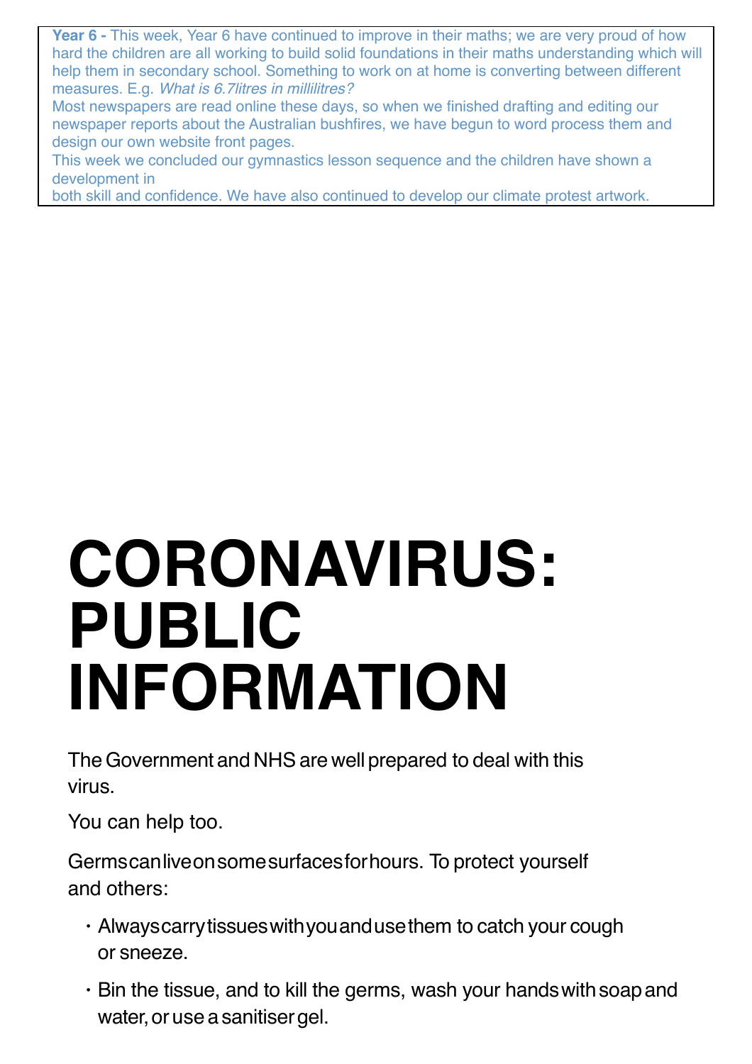**Year 6 -** This week, Year 6 have continued to improve in their maths; we are very proud of how hard the children are all working to build solid foundations in their maths understanding which will help them in secondary school. Something to work on at home is converting between different measures. E.g. *What is 6.7litres in millilitres?*

Most newspapers are read online these days, so when we finished drafting and editing our newspaper reports about the Australian bushfires, we have begun to word process them and design our own website front pages.

This week we concluded our gymnastics lesson sequence and the children have shown a development in both skill and confidence. We have also continued to develop our climate protest artwork.

# CORONAVIRUS: PUBLIC INFORMATION

The Government and NHS are well prepared to deal with this virus.

You can help too.

Germs can live on some surfaces for hours. To protect yourself and others:

- Always carry tissues with you and use them to catch your cough or sneeze.
- Bin the tissue, and to kill the germs, wash your hands with soap and water, or use a sanitiser gel.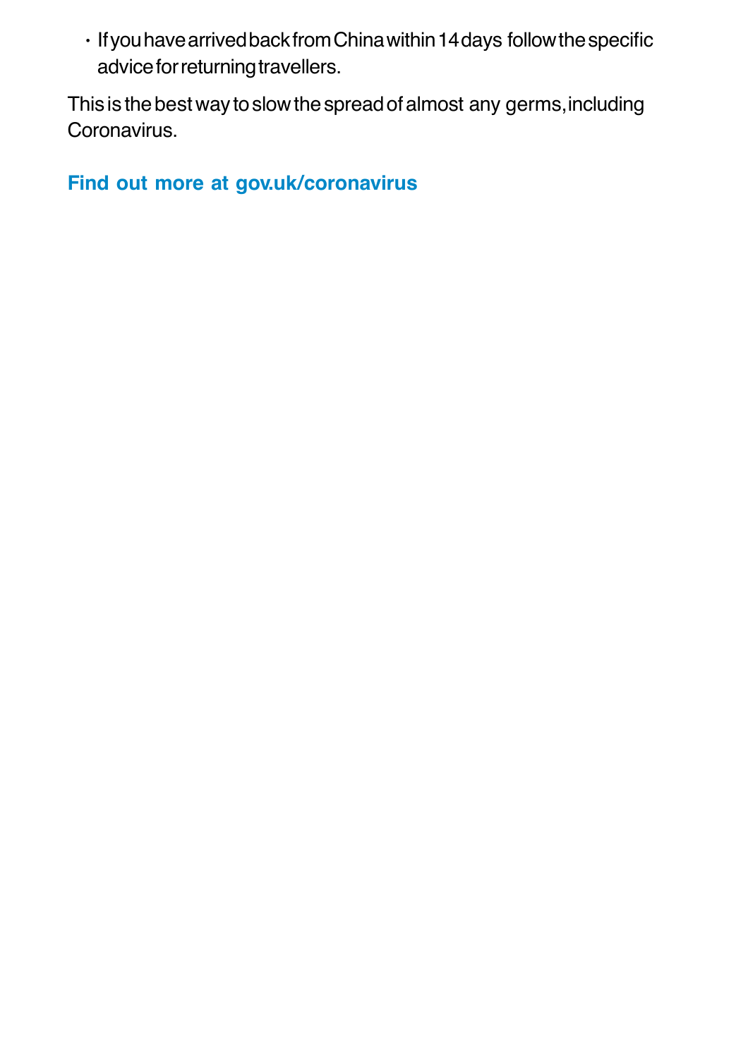- If you have arrived back from China within 14 days follow the specific advice for returning travellers.

This is the best way to slow the spread of almost any germs, including Coronavirus.

**Find out more at gov.uk/coronavirus**